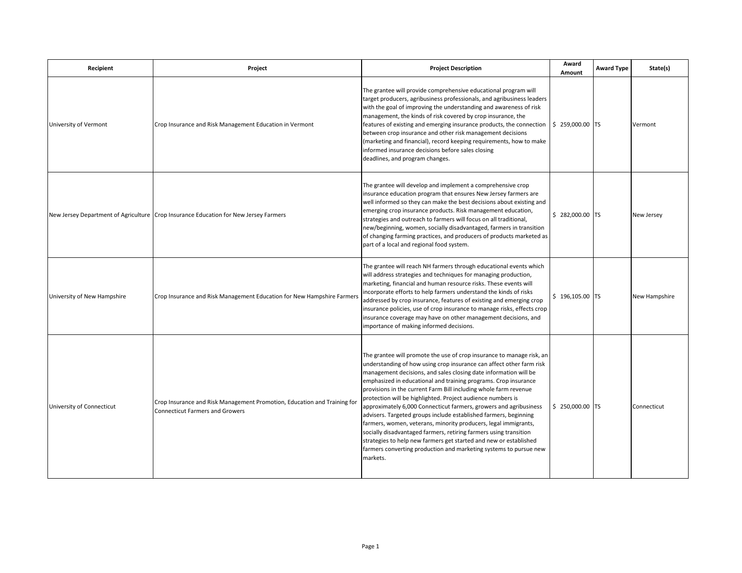| Recipient | Project | Project Description | Award Amount | Award Type | State(s) |
|---|---|---|---|---|---|
| University of Vermont | Crop Insurance and Risk Management Education in Vermont | The grantee will provide comprehensive educational program will target producers, agribusiness professionals, and agribusiness leaders with the goal of improving the understanding and awareness of risk management, the kinds of risk covered by crop insurance, the features of existing and emerging insurance products, the connection between crop insurance and other risk management decisions (marketing and financial), record keeping requirements, how to make informed insurance decisions before sales closing deadlines, and program changes. | $ 259,000.00 | TS | Vermont |
| New Jersey Department of Agriculture | Crop Insurance Education for New Jersey Farmers | The grantee will develop and implement a comprehensive crop insurance education program that ensures New Jersey farmers are well informed so they can make the best decisions about existing and emerging crop insurance products. Risk management education, strategies and outreach to farmers will focus on all traditional, new/beginning, women, socially disadvantaged, farmers in transition of changing farming practices, and producers of products marketed as part of a local and regional food system. | $ 282,000.00 | TS | New Jersey |
| University of New Hampshire | Crop Insurance and Risk Management Education for New Hampshire Farmers | The grantee will reach NH farmers through educational events which will address strategies and techniques for managing production, marketing, financial and human resource risks. These events will incorporate efforts to help farmers understand the kinds of risks addressed by crop insurance, features of existing and emerging crop insurance policies, use of crop insurance to manage risks, effects crop insurance coverage may have on other management decisions, and importance of making informed decisions. | $ 196,105.00 | TS | New Hampshire |
| University of Connecticut | Crop Insurance and Risk Management Promotion, Education and Training for Connecticut Farmers and Growers | The grantee will promote the use of crop insurance to manage risk, an understanding of how using crop insurance can affect other farm risk management decisions, and sales closing date information will be emphasized in educational and training programs. Crop insurance provisions in the current Farm Bill including whole farm revenue protection will be highlighted. Project audience numbers is approximately 6,000 Connecticut farmers, growers and agribusiness advisers. Targeted groups include established farmers, beginning farmers, women, veterans, minority producers, legal immigrants, socially disadvantaged farmers, retiring farmers using transition strategies to help new farmers get started and new or established farmers converting production and marketing systems to pursue new markets. | $ 250,000.00 | TS | Connecticut |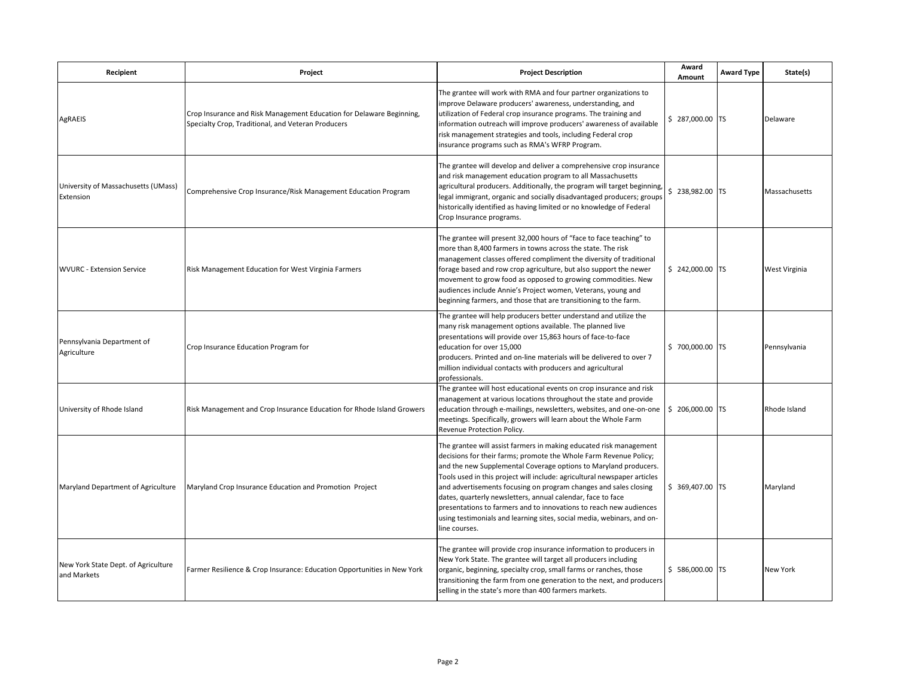| Recipient | Project | Project Description | Award Amount | Award Type | State(s) |
|---|---|---|---|---|---|
| AgRAEIS | Crop Insurance and Risk Management Education for Delaware Beginning, Specialty Crop, Traditional, and Veteran Producers | The grantee will work with RMA and four partner organizations to improve Delaware producers' awareness, understanding, and utilization of Federal crop insurance programs. The training and information outreach will improve producers' awareness of available risk management strategies and tools, including Federal crop insurance programs such as RMA's WFRP Program. | $ 287,000.00 | TS | Delaware |
| University of Massachusetts (UMass) Extension | Comprehensive Crop Insurance/Risk Management Education Program | The grantee will develop and deliver a comprehensive crop insurance and risk management education program to all Massachusetts agricultural producers. Additionally, the program will target beginning, legal immigrant, organic and socially disadvantaged producers; groups historically identified as having limited or no knowledge of Federal Crop Insurance programs. | $ 238,982.00 | TS | Massachusetts |
| WVURC - Extension Service | Risk Management Education for West Virginia Farmers | The grantee will present 32,000 hours of "face to face teaching" to more than 8,400 farmers in towns across the state. The risk management classes offered compliment the diversity of traditional forage based and row crop agriculture, but also support the newer movement to grow food as opposed to growing commodities. New audiences include Annie's Project women, Veterans, young and beginning farmers, and those that are transitioning to the farm. | $ 242,000.00 | TS | West Virginia |
| Pennsylvania Department of Agriculture | Crop Insurance Education Program for | The grantee will help producers better understand and utilize the many risk management options available. The planned live presentations will provide over 15,863 hours of face-to-face education for over 15,000 producers. Printed and on-line materials will be delivered to over 7 million individual contacts with producers and agricultural professionals. | $ 700,000.00 | TS | Pennsylvania |
| University of Rhode Island | Risk Management and Crop Insurance Education for Rhode Island Growers | The grantee will host educational events on crop insurance and risk management at various locations throughout the state and provide education through e-mailings, newsletters, websites, and one-on-one meetings. Specifically, growers will learn about the Whole Farm Revenue Protection Policy. | $ 206,000.00 | TS | Rhode Island |
| Maryland Department of Agriculture | Maryland Crop Insurance Education and Promotion Project | The grantee will assist farmers in making educated risk management decisions for their farms; promote the Whole Farm Revenue Policy; and the new Supplemental Coverage options to Maryland producers. Tools used in this project will include: agricultural newspaper articles and advertisements focusing on program changes and sales closing dates, quarterly newsletters, annual calendar, face to face presentations to farmers and to innovations to reach new audiences using testimonials and learning sites, social media, webinars, and on-line courses. | $ 369,407.00 | TS | Maryland |
| New York State Dept. of Agriculture and Markets | Farmer Resilience & Crop Insurance: Education Opportunities in New York | The grantee will provide crop insurance information to producers in New York State. The grantee will target all producers including organic, beginning, specialty crop, small farms or ranches, those transitioning the farm from one generation to the next, and producers selling in the state's more than 400 farmers markets. | $ 586,000.00 | TS | New York |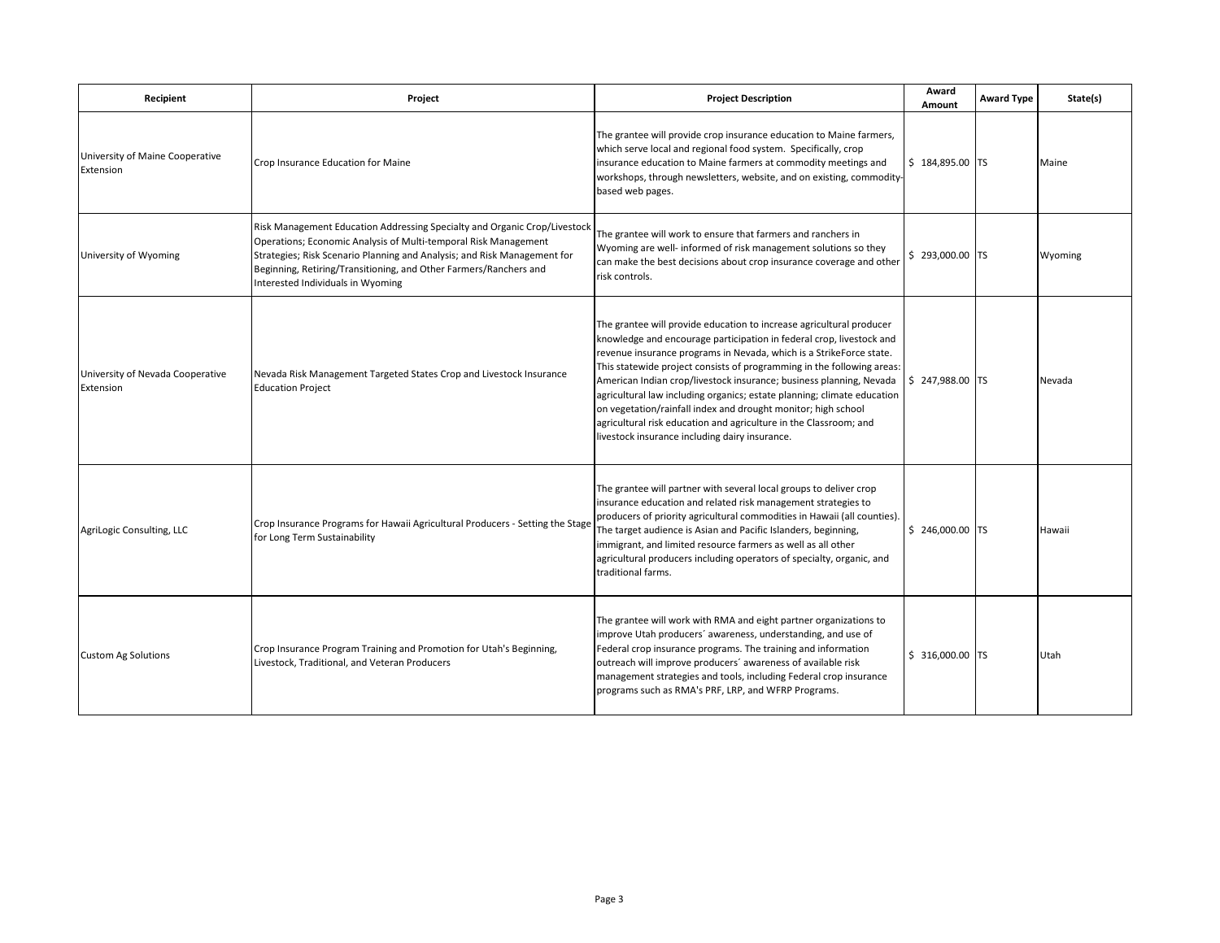| Recipient | Project | Project Description | Award Amount | Award Type | State(s) |
| --- | --- | --- | --- | --- | --- |
| University of Maine Cooperative Extension | Crop Insurance Education for Maine | The grantee will provide crop insurance education to Maine farmers, which serve local and regional food system. Specifically, crop insurance education to Maine farmers at commodity meetings and workshops, through newsletters, website, and on existing, commodity-based web pages. | $ 184,895.00 | TS | Maine |
| University of Wyoming | Risk Management Education Addressing Specialty and Organic Crop/Livestock Operations; Economic Analysis of Multi-temporal Risk Management Strategies; Risk Scenario Planning and Analysis; and Risk Management for Beginning, Retiring/Transitioning, and Other Farmers/Ranchers and Interested Individuals in Wyoming | The grantee will work to ensure that farmers and ranchers in Wyoming are well- informed of risk management solutions so they can make the best decisions about crop insurance coverage and other risk controls. | $ 293,000.00 | TS | Wyoming |
| University of Nevada Cooperative Extension | Nevada Risk Management Targeted States Crop and Livestock Insurance Education Project | The grantee will provide education to increase agricultural producer knowledge and encourage participation in federal crop, livestock and revenue insurance programs in Nevada, which is a StrikeForce state. This statewide project consists of programming in the following areas: American Indian crop/livestock insurance; business planning, Nevada agricultural law including organics; estate planning; climate education on vegetation/rainfall index and drought monitor; high school agricultural risk education and agriculture in the Classroom; and livestock insurance including dairy insurance. | $ 247,988.00 | TS | Nevada |
| AgriLogic Consulting, LLC | Crop Insurance Programs for Hawaii Agricultural Producers - Setting the Stage for Long Term Sustainability | The grantee will partner with several local groups to deliver crop insurance education and related risk management strategies to producers of priority agricultural commodities in Hawaii (all counties). The target audience is Asian and Pacific Islanders, beginning, immigrant, and limited resource farmers as well as all other agricultural producers including operators of specialty, organic, and traditional farms. | $ 246,000.00 | TS | Hawaii |
| Custom Ag Solutions | Crop Insurance Program Training and Promotion for Utah's Beginning, Livestock, Traditional, and Veteran Producers | The grantee will work with RMA and eight partner organizations to improve Utah producers´ awareness, understanding, and use of Federal crop insurance programs. The training and information outreach will improve producers´ awareness of available risk management strategies and tools, including Federal crop insurance programs such as RMA's PRF, LRP, and WFRP Programs. | $ 316,000.00 | TS | Utah |